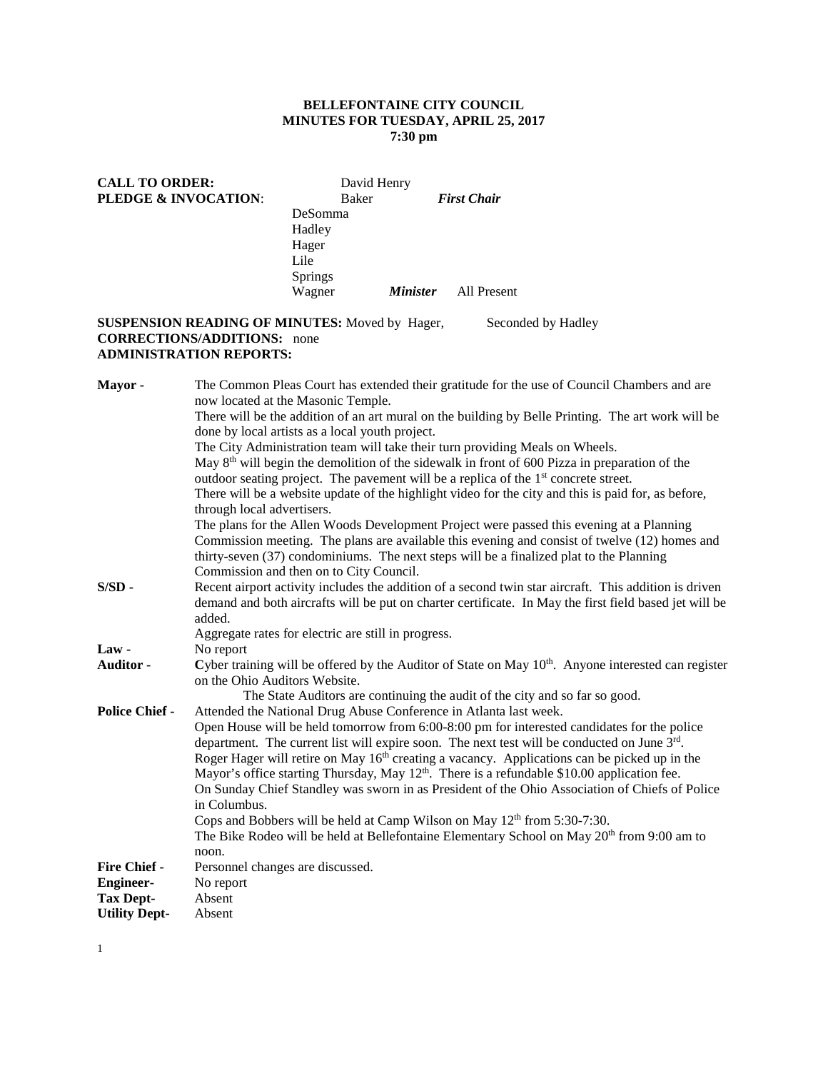# BELLEFONTAINE CITY COUNCIL
## MINUTES FOR TUESDAY, APRIL 25, 2017
## 7:30 pm

**CALL TO ORDER:** David Henry
**PLEDGE & INVOCATION**: Baker *First Chair*

DeSomma
Hadley
Hager
Lile
Springs
Wagner *Minister* All Present

**SUSPENSION READING OF MINUTES:** Moved by Hager, Seconded by Hadley
**CORRECTIONS/ADDITIONS:** none
**ADMINISTRATION REPORTS:**

**Mayor -** The Common Pleas Court has extended their gratitude for the use of Council Chambers and are now located at the Masonic Temple.
There will be the addition of an art mural on the building by Belle Printing. The art work will be done by local artists as a local youth project.
The City Administration team will take their turn providing Meals on Wheels.
May 8th will begin the demolition of the sidewalk in front of 600 Pizza in preparation of the outdoor seating project. The pavement will be a replica of the 1st concrete street.
There will be a website update of the highlight video for the city and this is paid for, as before, through local advertisers.
The plans for the Allen Woods Development Project were passed this evening at a Planning Commission meeting. The plans are available this evening and consist of twelve (12) homes and thirty-seven (37) condominiums. The next steps will be a finalized plat to the Planning Commission and then on to City Council.

**S/SD -** Recent airport activity includes the addition of a second twin star aircraft. This addition is driven demand and both aircrafts will be put on charter certificate. In May the first field based jet will be added.
Aggregate rates for electric are still in progress.

**Law -** No report

**Auditor -** **C**yber training will be offered by the Auditor of State on May 10th. Anyone interested can register on the Ohio Auditors Website.
The State Auditors are continuing the audit of the city and so far so good.

**Police Chief -** Attended the National Drug Abuse Conference in Atlanta last week.
Open House will be held tomorrow from 6:00-8:00 pm for interested candidates for the police department. The current list will expire soon. The next test will be conducted on June 3rd.
Roger Hager will retire on May 16th creating a vacancy. Applications can be picked up in the Mayor's office starting Thursday, May 12th. There is a refundable $10.00 application fee.
On Sunday Chief Standley was sworn in as President of the Ohio Association of Chiefs of Police in Columbus.
Cops and Bobbers will be held at Camp Wilson on May 12th from 5:30-7:30.
The Bike Rodeo will be held at Bellefontaine Elementary School on May 20th from 9:00 am to noon.

**Fire Chief -** Personnel changes are discussed.

**Engineer-** No report

**Tax Dept-** Absent

**Utility Dept-** Absent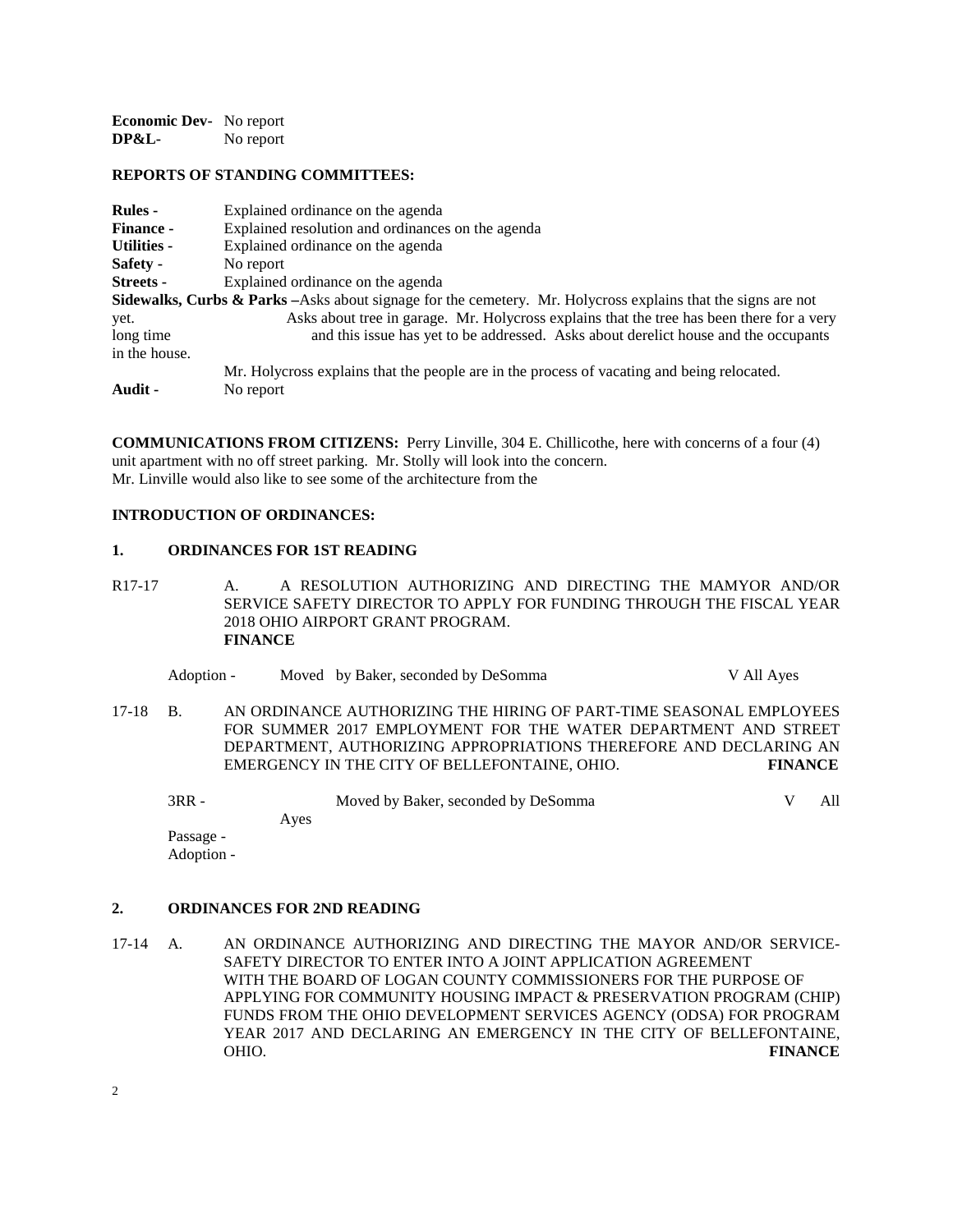**Economic Dev-** No report
**DP&L-** No report

**REPORTS OF STANDING COMMITTEES:**

**Rules -** Explained ordinance on the agenda
**Finance -** Explained resolution and ordinances on the agenda
**Utilities -** Explained ordinance on the agenda
**Safety -** No report
**Streets -** Explained ordinance on the agenda
**Sidewalks, Curbs & Parks –**Asks about signage for the cemetery. Mr. Holycross explains that the signs are not yet. Asks about tree in garage. Mr. Holycross explains that the tree has been there for a very long time and this issue has yet to be addressed. Asks about derelict house and the occupants in the house. Mr. Holycross explains that the people are in the process of vacating and being relocated.
**Audit -** No report

**COMMUNICATIONS FROM CITIZENS:** Perry Linville, 304 E. Chillicothe, here with concerns of a four (4) unit apartment with no off street parking. Mr. Stolly will look into the concern.
Mr. Linville would also like to see some of the architecture from the

**INTRODUCTION OF ORDINANCES:**

**1. ORDINANCES FOR 1ST READING**

R17-17 A. A RESOLUTION AUTHORIZING AND DIRECTING THE MAMYOR AND/OR SERVICE SAFETY DIRECTOR TO APPLY FOR FUNDING THROUGH THE FISCAL YEAR 2018 OHIO AIRPORT GRANT PROGRAM.
**FINANCE**

Adoption - Moved by Baker, seconded by DeSomma V All Ayes

17-18 B. AN ORDINANCE AUTHORIZING THE HIRING OF PART-TIME SEASONAL EMPLOYEES FOR SUMMER 2017 EMPLOYMENT FOR THE WATER DEPARTMENT AND STREET DEPARTMENT, AUTHORIZING APPROPRIATIONS THEREFORE AND DECLARING AN EMERGENCY IN THE CITY OF BELLEFONTAINE, OHIO. **FINANCE**

3RR - Moved by Baker, seconded by DeSomma V All Ayes
Passage -
Adoption -

**2. ORDINANCES FOR 2ND READING**

17-14 A. AN ORDINANCE AUTHORIZING AND DIRECTING THE MAYOR AND/OR SERVICE-SAFETY DIRECTOR TO ENTER INTO A JOINT APPLICATION AGREEMENT WITH THE BOARD OF LOGAN COUNTY COMMISSIONERS FOR THE PURPOSE OF APPLYING FOR COMMUNITY HOUSING IMPACT & PRESERVATION PROGRAM (CHIP) FUNDS FROM THE OHIO DEVELOPMENT SERVICES AGENCY (ODSA) FOR PROGRAM YEAR 2017 AND DECLARING AN EMERGENCY IN THE CITY OF BELLEFONTAINE, OHIO. **FINANCE**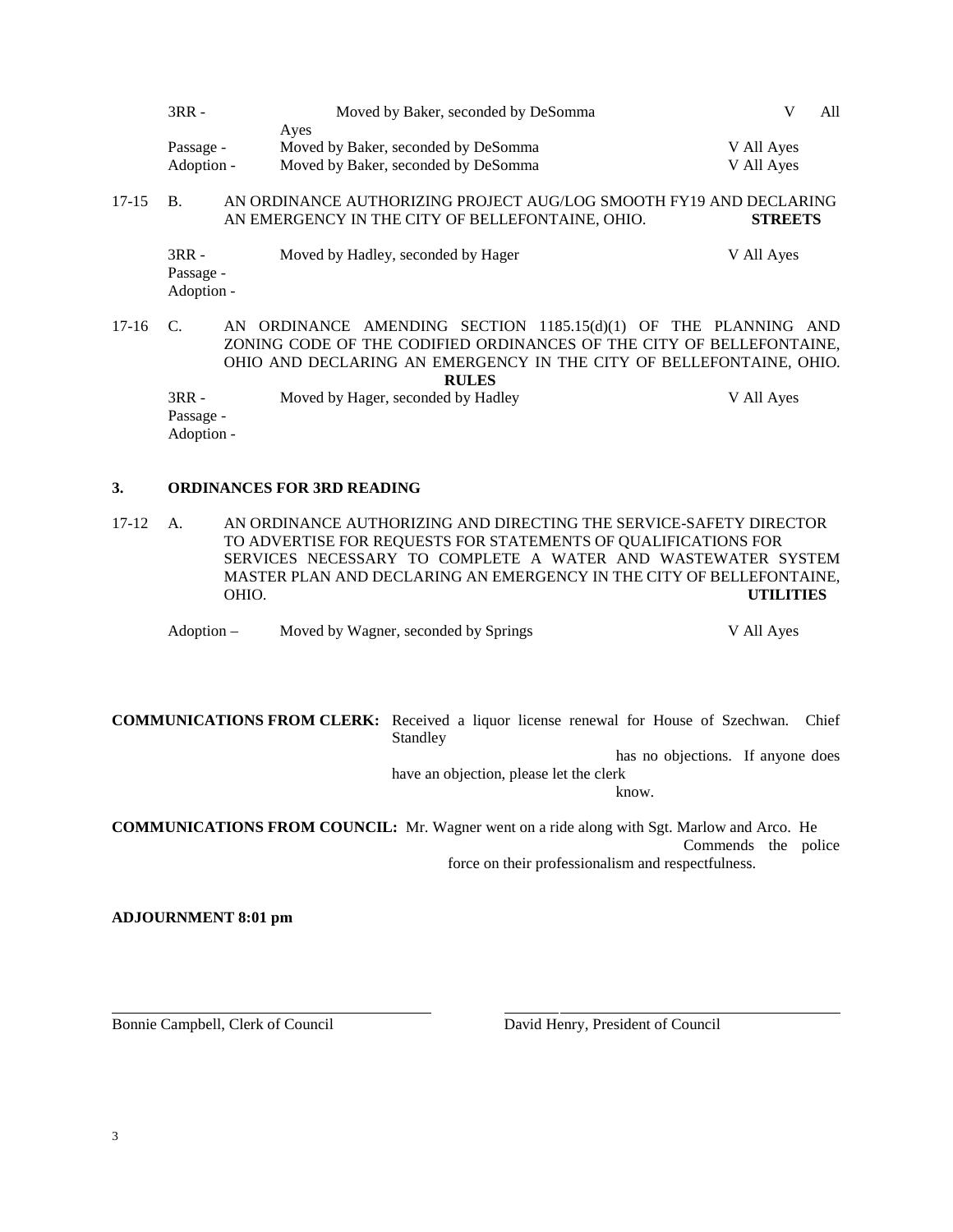3RR - Moved by Baker, seconded by DeSomma V All Ayes
Passage - Moved by Baker, seconded by DeSomma V All Ayes
Adoption - Moved by Baker, seconded by DeSomma V All Ayes

17-15 B. AN ORDINANCE AUTHORIZING PROJECT AUG/LOG SMOOTH FY19 AND DECLARING AN EMERGENCY IN THE CITY OF BELLEFONTAINE, OHIO. **STREETS**

3RR - Moved by Hadley, seconded by Hager V All Ayes
Passage -
Adoption -

17-16 C. AN ORDINANCE AMENDING SECTION 1185.15(d)(1) OF THE PLANNING AND ZONING CODE OF THE CODIFIED ORDINANCES OF THE CITY OF BELLEFONTAINE, OHIO AND DECLARING AN EMERGENCY IN THE CITY OF BELLEFONTAINE, OHIO. **RULES**

3RR - Moved by Hager, seconded by Hadley V All Ayes
Passage -
Adoption -

**3. ORDINANCES FOR 3RD READING**

17-12 A. AN ORDINANCE AUTHORIZING AND DIRECTING THE SERVICE-SAFETY DIRECTOR TO ADVERTISE FOR REQUESTS FOR STATEMENTS OF QUALIFICATIONS FOR SERVICES NECESSARY TO COMPLETE A WATER AND WASTEWATER SYSTEM MASTER PLAN AND DECLARING AN EMERGENCY IN THE CITY OF BELLEFONTAINE, OHIO. **UTILITIES**

Adoption – Moved by Wagner, seconded by Springs V All Ayes

**COMMUNICATIONS FROM CLERK:** Received a liquor license renewal for House of Szechwan. Chief Standley has no objections. If anyone does have an objection, please let the clerk know.

**COMMUNICATIONS FROM COUNCIL:** Mr. Wagner went on a ride along with Sgt. Marlow and Arco. He Commends the police force on their professionalism and respectfulness.

**ADJOURNMENT 8:01 pm**

Bonnie Campbell, Clerk of Council

David Henry, President of Council